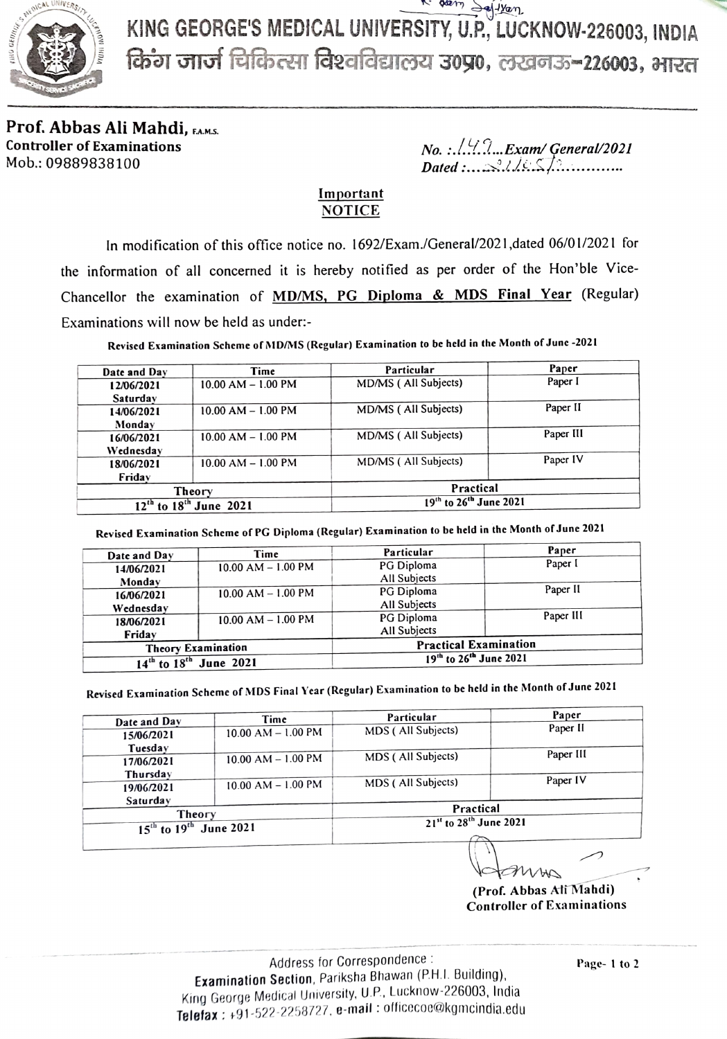# KING GEORGE'S MEDICAL UNIVERSITY, U.P., LUCKNOW-226003, INDIA

# किंग जार्ज चिकित्सा विश्वविद्यालय उ0प्र0, लखनऊ-226003, भारत

**Prof. Abbas Ali Mahdi,** F.A.M.S.
**Controller of Examinations**
Mob.: 09889838100

*No. :..149...Exam/ General/2021*
*Dated :....2/05/21..........*

## Important NOTICE

In modification of this office notice no. 1692/Exam./General/2021,dated 06/01/2021 for the information of all concerned it is hereby notified as per order of the Hon'ble Vice-Chancellor the examination of **MD/MS, PG Diploma & MDS Final Year** (Regular) Examinations will now be held as under:-

**Revised Examination Scheme of MD/MS (Regular) Examination to be held in the Month of June -2021**

| Date and Day | Time | Particular | Paper |
|---|---|---|---|
| 12/06/2021 Saturday | 10.00 AM – 1.00 PM | MD/MS ( All Subjects) | Paper I |
| 14/06/2021 Monday | 10.00 AM – 1.00 PM | MD/MS ( All Subjects) | Paper II |
| 16/06/2021 Wednesday | 10.00 AM – 1.00 PM | MD/MS ( All Subjects) | Paper III |
| 18/06/2021 Friday | 10.00 AM – 1.00 PM | MD/MS ( All Subjects) | Paper IV |
| **Theory** | | **Practical** | |
| **12th to 18th June 2021** | | **19th to 26th June 2021** | |

**Revised Examination Scheme of PG Diploma (Regular) Examination to be held in the Month of June 2021**

| Date and Day | Time | Particular | Paper |
|---|---|---|---|
| 14/06/2021 Monday | 10.00 AM – 1.00 PM | PG Diploma All Subjects | Paper I |
| 16/06/2021 Wednesday | 10.00 AM – 1.00 PM | PG Diploma All Subjects | Paper II |
| 18/06/2021 Friday | 10.00 AM – 1.00 PM | PG Diploma All Subjects | Paper III |
| **Theory Examination** | | **Practical Examination** | |
| **14th to 18th June 2021** | | **19th to 26th June 2021** | |

**Revised Examination Scheme of MDS Final Year (Regular) Examination to be held in the Month of June 2021**

| Date and Day | Time | Particular | Paper |
|---|---|---|---|
| 15/06/2021 Tuesday | 10.00 AM – 1.00 PM | MDS ( All Subjects) | Paper II |
| 17/06/2021 Thursday | 10.00 AM – 1.00 PM | MDS ( All Subjects) | Paper III |
| 19/06/2021 Saturday | 10.00 AM – 1.00 PM | MDS ( All Subjects) | Paper IV |
| **Theory** | | **Practical** | |
| **15th to 19th June 2021** | | **21st to 28th June 2021** | |

**(Prof. Abbas Ali Mahdi)**
**Controller of Examinations**

Address for Correspondence :
**Examination Section**, Pariksha Bhawan (P.H.I. Building),
King George Medical University, U.P., Lucknow-226003, India
**Telefax :** +91-522-2258727, **e-mail :** officecoe@kgmcindia.edu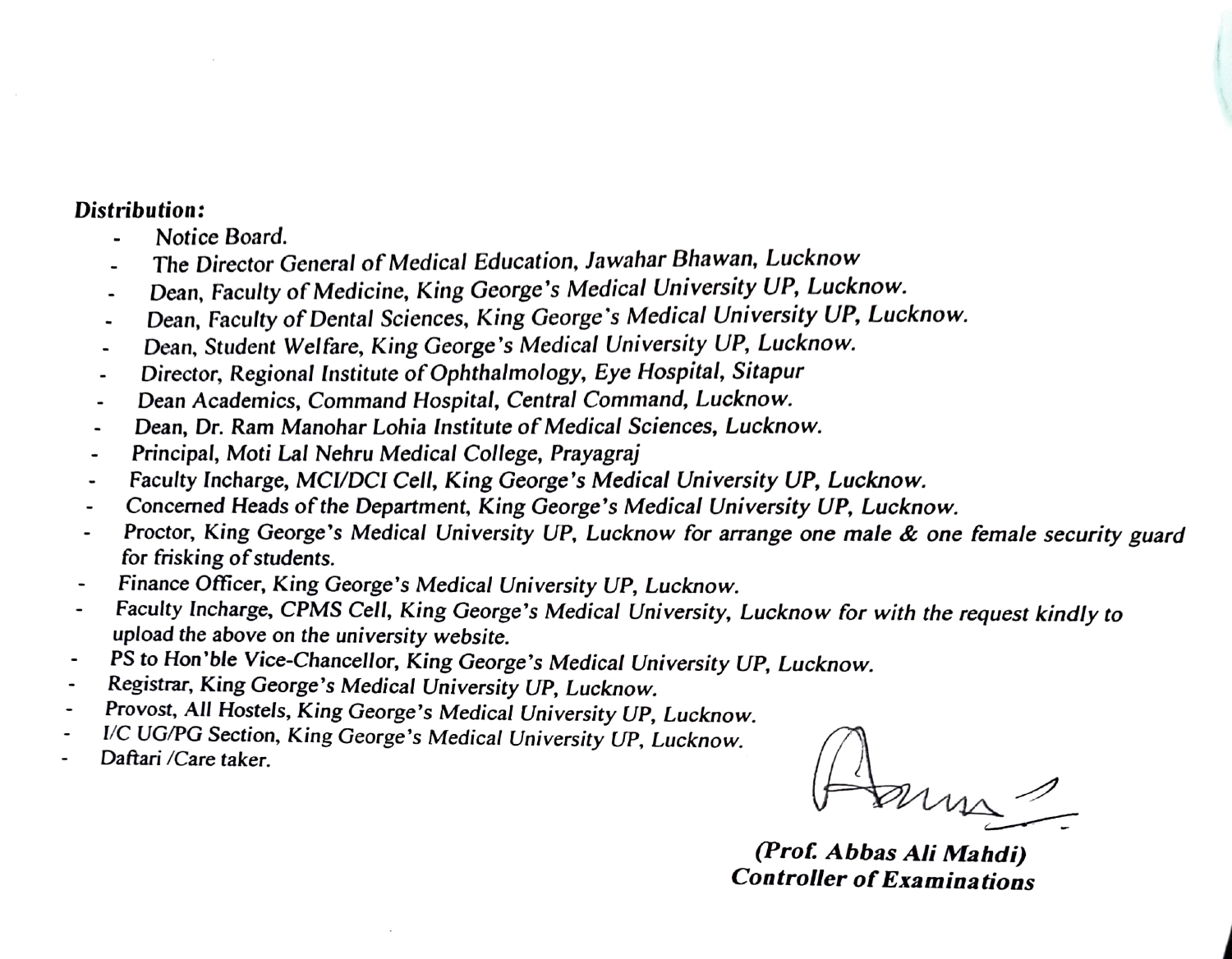**Distribution:**

- Notice Board.
- The Director General of Medical Education, Jawahar Bhawan, Lucknow
- Dean, Faculty of Medicine, King George's Medical University UP, Lucknow.
- Dean, Faculty of Dental Sciences, King George's Medical University UP, Lucknow.
- Dean, Student Welfare, King George's Medical University UP, Lucknow.
- Director, Regional Institute of Ophthalmology, Eye Hospital, Sitapur
- Dean Academics, Command Hospital, Central Command, Lucknow.
- Dean, Dr. Ram Manohar Lohia Institute of Medical Sciences, Lucknow.
- Principal, Moti Lal Nehru Medical College, Prayagraj
- Faculty Incharge, MCI/DCI Cell, King George's Medical University UP, Lucknow.
- Concerned Heads of the Department, King George's Medical University UP, Lucknow.
- Proctor, King George's Medical University UP, Lucknow for arrange one male & one female security guard for frisking of students.
- Finance Officer, King George's Medical University UP, Lucknow.
- Faculty Incharge, CPMS Cell, King George's Medical University, Lucknow for with the request kindly to upload the above on the university website.
- PS to Hon'ble Vice-Chancellor, King George's Medical University UP, Lucknow.
- Registrar, King George's Medical University UP, Lucknow.
- Provost, All Hostels, King George's Medical University UP, Lucknow.
- I/C UG/PG Section, King George's Medical University UP, Lucknow.
- Daftari /Care taker.

***(Prof. Abbas Ali Mahdi)***
**Controller of Examinations**